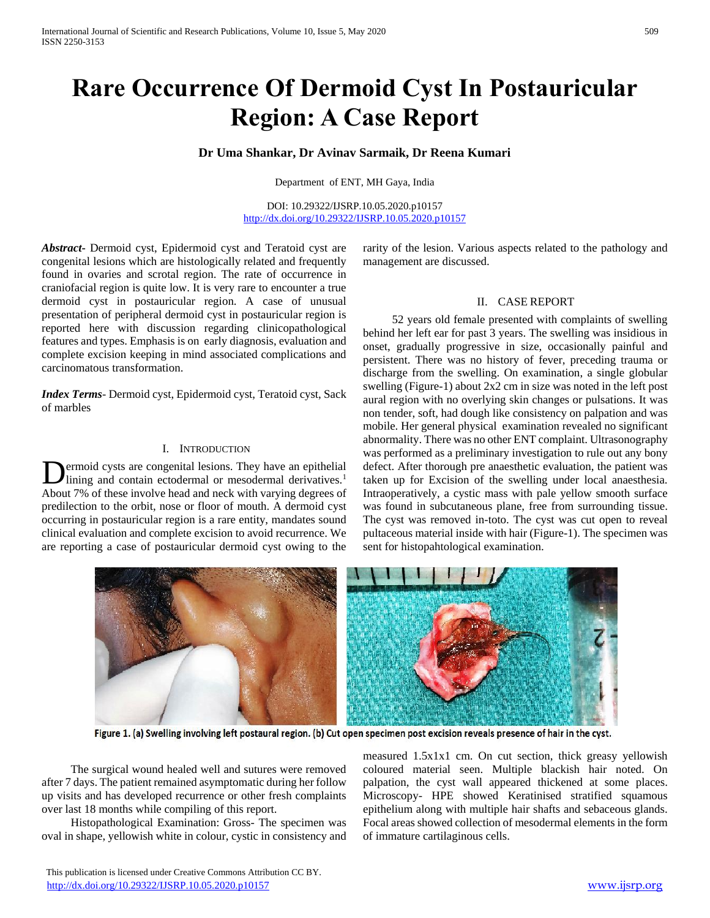# Rare Occurrence Of Dermoid Cyst In Postauricular Region: A Case Report

**Dr Uma Shankar, Dr Avinav Sarmaik, Dr Reena Kumari**

Department of ENT, MH Gaya, India

DOI: 10.29322/IJSRP.10.05.2020.p10157
http://dx.doi.org/10.29322/IJSRP.10.05.2020.p10157

***Abstract*-** Dermoid cyst, Epidermoid cyst and Teratoid cyst are congenital lesions which are histologically related and frequently found in ovaries and scrotal region. The rate of occurrence in craniofacial region is quite low. It is very rare to encounter a true dermoid cyst in postauricular region. A case of unusual presentation of peripheral dermoid cyst in postauricular region is reported here with discussion regarding clinicopathological features and types. Emphasis is on early diagnosis, evaluation and complete excision keeping in mind associated complications and carcinomatous transformation.

***Index Terms*-** Dermoid cyst, Epidermoid cyst, Teratoid cyst, Sack of marbles

## I. Introduction

Dermoid cysts are congenital lesions. They have an epithelial lining and contain ectodermal or mesodermal derivatives.[1] About 7% of these involve head and neck with varying degrees of predilection to the orbit, nose or floor of mouth. A dermoid cyst occurring in postauricular region is a rare entity, mandates sound clinical evaluation and complete excision to avoid recurrence. We are reporting a case of postauricular dermoid cyst owing to the rarity of the lesion. Various aspects related to the pathology and management are discussed.

## II. Case Report

52 years old female presented with complaints of swelling behind her left ear for past 3 years. The swelling was insidious in onset, gradually progressive in size, occasionally painful and persistent. There was no history of fever, preceding trauma or discharge from the swelling. On examination, a single globular swelling (Figure-1) about 2x2 cm in size was noted in the left post aural region with no overlying skin changes or pulsations. It was non tender, soft, had dough like consistency on palpation and was mobile. Her general physical examination revealed no significant abnormality. There was no other ENT complaint. Ultrasonography was performed as a preliminary investigation to rule out any bony defect. After thorough pre anaesthetic evaluation, the patient was taken up for Excision of the swelling under local anaesthesia. Intraoperatively, a cystic mass with pale yellow smooth surface was found in subcutaneous plane, free from surrounding tissue. The cyst was removed in-toto. The cyst was cut open to reveal pultaceous material inside with hair (Figure-1). The specimen was sent for histopahtological examination.

**Figure 1. (a) Swelling involving left postaural region. (b) Cut open specimen post excision reveals presence of hair in the cyst.**

The surgical wound healed well and sutures were removed after 7 days. The patient remained asymptomatic during her follow up visits and has developed recurrence or other fresh complaints over last 18 months while compiling of this report.

Histopathological Examination: Gross- The specimen was oval in shape, yellowish white in colour, cystic in consistency and measured 1.5x1x1 cm. On cut section, thick greasy yellowish coloured material seen. Multiple blackish hair noted. On palpation, the cyst wall appeared thickened at some places. Microscopy- HPE showed Keratinised stratified squamous epithelium along with multiple hair shafts and sebaceous glands. Focal areas showed collection of mesodermal elements in the form of immature cartilaginous cells.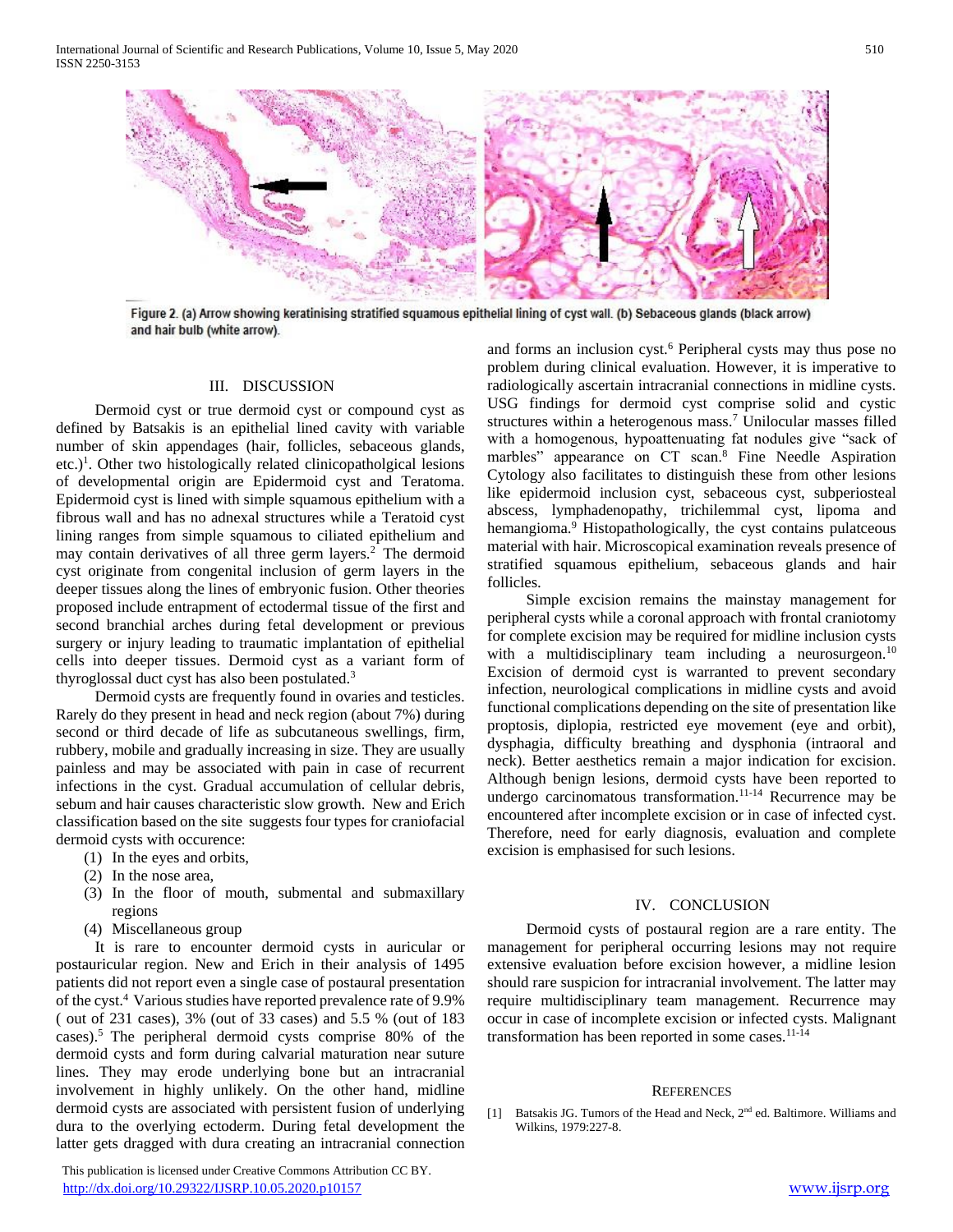Figure 2. (a) Arrow showing keratinising stratified squamous epithelial lining of cyst wall. (b) Sebaceous glands (black arrow) and hair bulb (white arrow).

## III. DISCUSSION

Dermoid cyst or true dermoid cyst or compound cyst as defined by Batsakis is an epithelial lined cavity with variable number of skin appendages (hair, follicles, sebaceous glands, etc.)[1]. Other two histologically related clinicopatholgical lesions of developmental origin are Epidermoid cyst and Teratoma. Epidermoid cyst is lined with simple squamous epithelium with a fibrous wall and has no adnexal structures while a Teratoid cyst lining ranges from simple squamous to ciliated epithelium and may contain derivatives of all three germ layers.[2] The dermoid cyst originate from congenital inclusion of germ layers in the deeper tissues along the lines of embryonic fusion. Other theories proposed include entrapment of ectodermal tissue of the first and second branchial arches during fetal development or previous surgery or injury leading to traumatic implantation of epithelial cells into deeper tissues. Dermoid cyst as a variant form of thyroglossal duct cyst has also been postulated.[3]

Dermoid cysts are frequently found in ovaries and testicles. Rarely do they present in head and neck region (about 7%) during second or third decade of life as subcutaneous swellings, firm, rubbery, mobile and gradually increasing in size. They are usually painless and may be associated with pain in case of recurrent infections in the cyst. Gradual accumulation of cellular debris, sebum and hair causes characteristic slow growth. New and Erich classification based on the site suggests four types for craniofacial dermoid cysts with occurence:

1. In the eyes and orbits,
2. In the nose area,
3. In the floor of mouth, submental and submaxillary regions
4. Miscellaneous group

It is rare to encounter dermoid cysts in auricular or postauricular region. New and Erich in their analysis of 1495 patients did not report even a single case of postaural presentation of the cyst.[4] Various studies have reported prevalence rate of 9.9% ( out of 231 cases), 3% (out of 33 cases) and 5.5 % (out of 183 cases).[5] The peripheral dermoid cysts comprise 80% of the dermoid cysts and form during calvarial maturation near suture lines. They may erode underlying bone but an intracranial involvement in highly unlikely. On the other hand, midline dermoid cysts are associated with persistent fusion of underlying dura to the overlying ectoderm. During fetal development the latter gets dragged with dura creating an intracranial connection and forms an inclusion cyst.[6] Peripheral cysts may thus pose no problem during clinical evaluation. However, it is imperative to radiologically ascertain intracranial connections in midline cysts. USG findings for dermoid cyst comprise solid and cystic structures within a heterogenous mass.[7] Unilocular masses filled with a homogenous, hypoattenuating fat nodules give "sack of marbles" appearance on CT scan.[8] Fine Needle Aspiration Cytology also facilitates to distinguish these from other lesions like epidermoid inclusion cyst, sebaceous cyst, subperiosteal abscess, lymphadenopathy, trichilemmal cyst, lipoma and hemangioma.[9] Histopathologically, the cyst contains pulatceous material with hair. Microscopical examination reveals presence of stratified squamous epithelium, sebaceous glands and hair follicles.

Simple excision remains the mainstay management for peripheral cysts while a coronal approach with frontal craniotomy for complete excision may be required for midline inclusion cysts with a multidisciplinary team including a neurosurgeon.[10] Excision of dermoid cyst is warranted to prevent secondary infection, neurological complications in midline cysts and avoid functional complications depending on the site of presentation like proptosis, diplopia, restricted eye movement (eye and orbit), dysphagia, difficulty breathing and dysphonia (intraoral and neck). Better aesthetics remain a major indication for excision. Although benign lesions, dermoid cysts have been reported to undergo carcinomatous transformation.[11-14] Recurrence may be encountered after incomplete excision or in case of infected cyst. Therefore, need for early diagnosis, evaluation and complete excision is emphasised for such lesions.

## IV. CONCLUSION

Dermoid cysts of postaural region are a rare entity. The management for peripheral occurring lesions may not require extensive evaluation before excision however, a midline lesion should rare suspicion for intracranial involvement. The latter may require multidisciplinary team management. Recurrence may occur in case of incomplete excision or infected cysts. Malignant transformation has been reported in some cases.[11-14]

## REFERENCES

[1] Batsakis JG. Tumors of the Head and Neck, 2nd ed. Baltimore. Williams and Wilkins, 1979:227-8.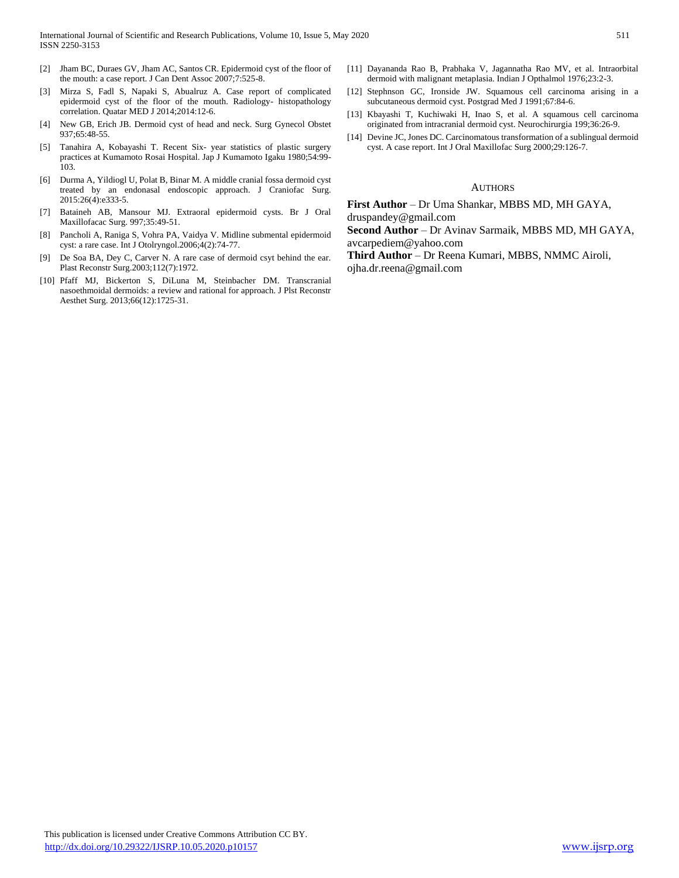[2] Jham BC, Duraes GV, Jham AC, Santos CR. Epidermoid cyst of the floor of the mouth: a case report. J Can Dent Assoc 2007;7:525-8.

[3] Mirza S, Fadl S, Napaki S, Abualruz A. Case report of complicated epidermoid cyst of the floor of the mouth. Radiology- histopathology correlation. Quatar MED J 2014;2014:12-6.

[4] New GB, Erich JB. Dermoid cyst of head and neck. Surg Gynecol Obstet 937;65:48-55.

[5] Tanahira A, Kobayashi T. Recent Six- year statistics of plastic surgery practices at Kumamoto Rosai Hospital. Jap J Kumamoto Igaku 1980;54:99-103.

[6] Durma A, Yildiogl U, Polat B, Binar M. A middle cranial fossa dermoid cyst treated by an endonasal endoscopic approach. J Craniofac Surg. 2015:26(4):e333-5.

[7] Bataineh AB, Mansour MJ. Extraoral epidermoid cysts. Br J Oral Maxillofacac Surg. 997;35:49-51.

[8] Pancholi A, Raniga S, Vohra PA, Vaidya V. Midline submental epidermoid cyst: a rare case. Int J Otolryngol.2006;4(2):74-77.

[9] De Soa BA, Dey C, Carver N. A rare case of dermoid csyt behind the ear. Plast Reconstr Surg.2003;112(7):1972.

[10] Pfaff MJ, Bickerton S, DiLuna M, Steinbacher DM. Transcranial nasoethmoidal dermoids: a review and rational for approach. J Plst Reconstr Aesthet Surg. 2013;66(12):1725-31.

[11] Dayananda Rao B, Prabhaka V, Jagannatha Rao MV, et al. Intraorbital dermoid with malignant metaplasia. Indian J Opthalmol 1976;23:2-3.

[12] Stephnson GC, Ironside JW. Squamous cell carcinoma arising in a subcutaneous dermoid cyst. Postgrad Med J 1991;67:84-6.

[13] Kbayashi T, Kuchiwaki H, Inao S, et al. A squamous cell carcinoma originated from intracranial dermoid cyst. Neurochirurgia 199;36:26-9.

[14] Devine JC, Jones DC. Carcinomatous transformation of a sublingual dermoid cyst. A case report. Int J Oral Maxillofac Surg 2000;29:126-7.

## Authors

**First Author** – Dr Uma Shankar, MBBS MD, MH GAYA, druspandey@gmail.com

**Second Author** – Dr Avinav Sarmaik, MBBS MD, MH GAYA, avcarpediem@yahoo.com

**Third Author** – Dr Reena Kumari, MBBS, NMMC Airoli, ojha.dr.reena@gmail.com